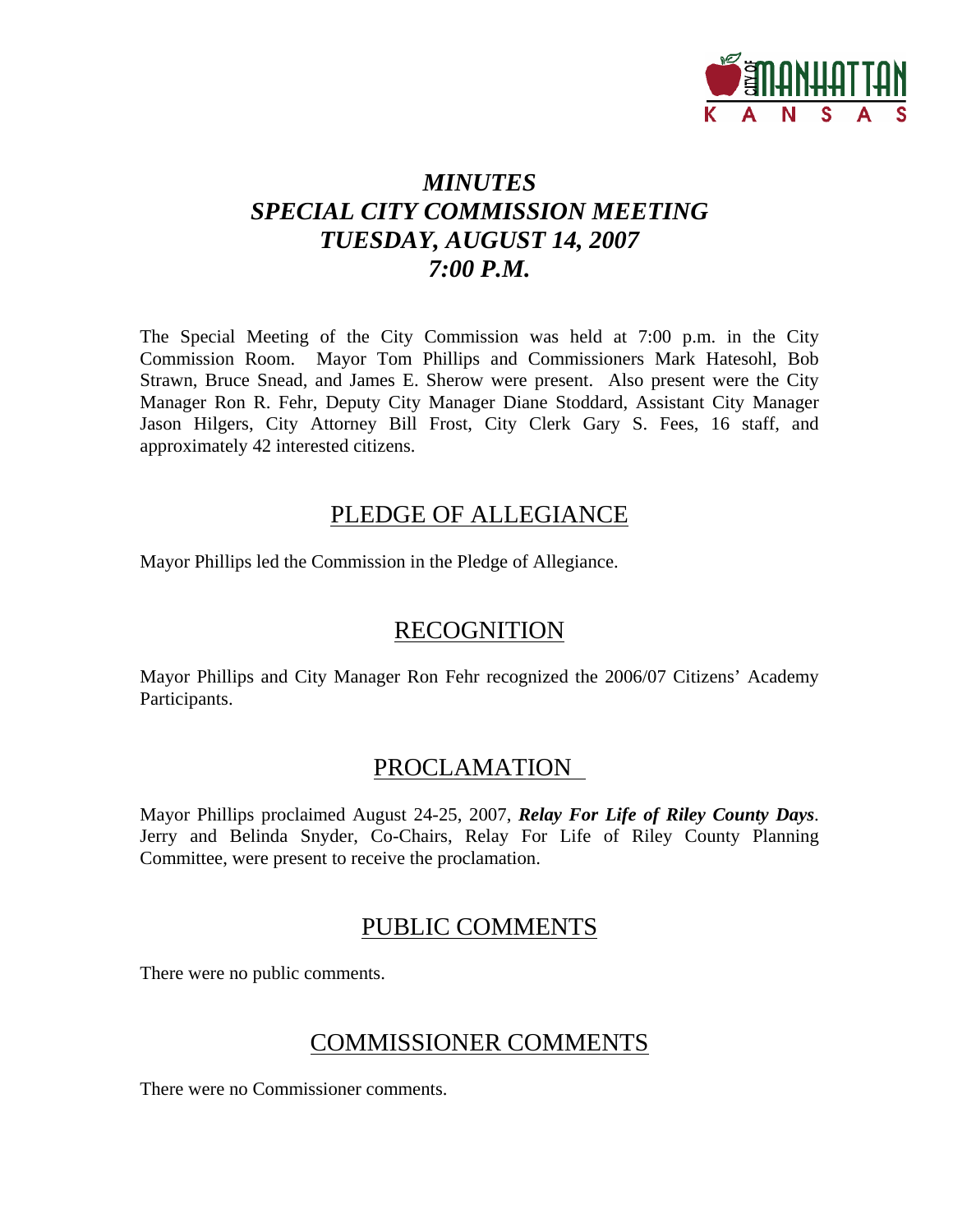# *MINUTES*
# *SPECIAL CITY COMMISSION MEETING*
# *TUESDAY, AUGUST 14, 2007*
# *7:00 P.M.*

The Special Meeting of the City Commission was held at 7:00 p.m. in the City Commission Room. Mayor Tom Phillips and Commissioners Mark Hatesohl, Bob Strawn, Bruce Snead, and James E. Sherow were present. Also present were the City Manager Ron R. Fehr, Deputy City Manager Diane Stoddard, Assistant City Manager Jason Hilgers, City Attorney Bill Frost, City Clerk Gary S. Fees, 16 staff, and approximately 42 interested citizens.

## PLEDGE OF ALLEGIANCE

Mayor Phillips led the Commission in the Pledge of Allegiance.

## RECOGNITION

Mayor Phillips and City Manager Ron Fehr recognized the 2006/07 Citizens' Academy Participants.

## PROCLAMATION

Mayor Phillips proclaimed August 24-25, 2007, ***Relay For Life of Riley County Days***. Jerry and Belinda Snyder, Co-Chairs, Relay For Life of Riley County Planning Committee, were present to receive the proclamation.

## PUBLIC COMMENTS

There were no public comments.

## COMMISSIONER COMMENTS

There were no Commissioner comments.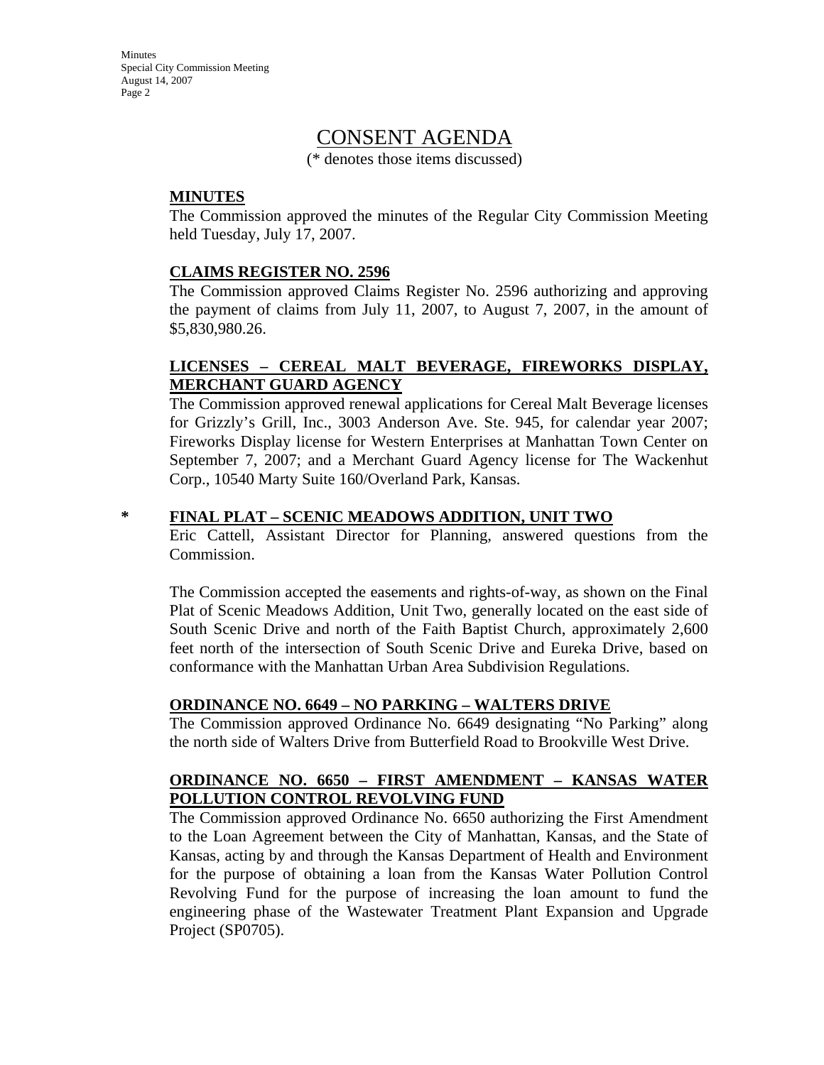# CONSENT AGENDA

(* denotes those items discussed)

**MINUTES**

The Commission approved the minutes of the Regular City Commission Meeting held Tuesday, July 17, 2007.

**CLAIMS REGISTER NO. 2596**

The Commission approved Claims Register No. 2596 authorizing and approving the payment of claims from July 11, 2007, to August 7, 2007, in the amount of $5,830,980.26.

**LICENSES – CEREAL MALT BEVERAGE, FIREWORKS DISPLAY, MERCHANT GUARD AGENCY**

The Commission approved renewal applications for Cereal Malt Beverage licenses for Grizzly's Grill, Inc., 3003 Anderson Ave. Ste. 945, for calendar year 2007; Fireworks Display license for Western Enterprises at Manhattan Town Center on September 7, 2007; and a Merchant Guard Agency license for The Wackenhut Corp., 10540 Marty Suite 160/Overland Park, Kansas.

\* **FINAL PLAT – SCENIC MEADOWS ADDITION, UNIT TWO**

Eric Cattell, Assistant Director for Planning, answered questions from the Commission.

The Commission accepted the easements and rights-of-way, as shown on the Final Plat of Scenic Meadows Addition, Unit Two, generally located on the east side of South Scenic Drive and north of the Faith Baptist Church, approximately 2,600 feet north of the intersection of South Scenic Drive and Eureka Drive, based on conformance with the Manhattan Urban Area Subdivision Regulations.

**ORDINANCE NO. 6649 – NO PARKING – WALTERS DRIVE**

The Commission approved Ordinance No. 6649 designating "No Parking" along the north side of Walters Drive from Butterfield Road to Brookville West Drive.

**ORDINANCE NO. 6650 – FIRST AMENDMENT – KANSAS WATER POLLUTION CONTROL REVOLVING FUND**

The Commission approved Ordinance No. 6650 authorizing the First Amendment to the Loan Agreement between the City of Manhattan, Kansas, and the State of Kansas, acting by and through the Kansas Department of Health and Environment for the purpose of obtaining a loan from the Kansas Water Pollution Control Revolving Fund for the purpose of increasing the loan amount to fund the engineering phase of the Wastewater Treatment Plant Expansion and Upgrade Project (SP0705).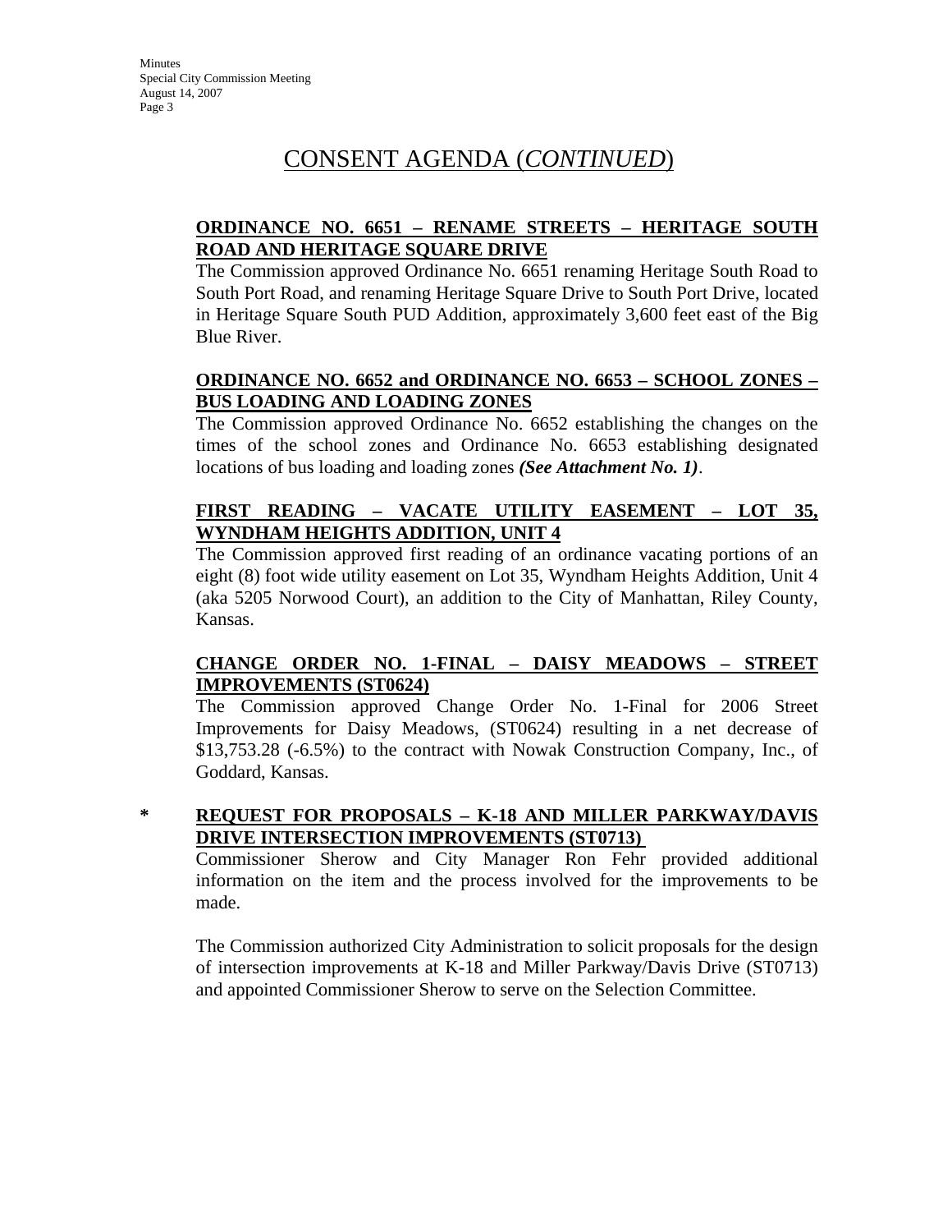# CONSENT AGENDA (*CONTINUED*)

**ORDINANCE NO. 6651 – RENAME STREETS – HERITAGE SOUTH ROAD AND HERITAGE SQUARE DRIVE**

The Commission approved Ordinance No. 6651 renaming Heritage South Road to South Port Road, and renaming Heritage Square Drive to South Port Drive, located in Heritage Square South PUD Addition, approximately 3,600 feet east of the Big Blue River.

**ORDINANCE NO. 6652 and ORDINANCE NO. 6653 – SCHOOL ZONES – BUS LOADING AND LOADING ZONES**

The Commission approved Ordinance No. 6652 establishing the changes on the times of the school zones and Ordinance No. 6653 establishing designated locations of bus loading and loading zones ***(See Attachment No. 1)***.

**FIRST READING – VACATE UTILITY EASEMENT – LOT 35, WYNDHAM HEIGHTS ADDITION, UNIT 4**

The Commission approved first reading of an ordinance vacating portions of an eight (8) foot wide utility easement on Lot 35, Wyndham Heights Addition, Unit 4 (aka 5205 Norwood Court), an addition to the City of Manhattan, Riley County, Kansas.

**CHANGE ORDER NO. 1-FINAL – DAISY MEADOWS – STREET IMPROVEMENTS (ST0624)**

The Commission approved Change Order No. 1-Final for 2006 Street Improvements for Daisy Meadows, (ST0624) resulting in a net decrease of $13,753.28 (-6.5%) to the contract with Nowak Construction Company, Inc., of Goddard, Kansas.

\* **REQUEST FOR PROPOSALS – K-18 AND MILLER PARKWAY/DAVIS DRIVE INTERSECTION IMPROVEMENTS (ST0713)**

Commissioner Sherow and City Manager Ron Fehr provided additional information on the item and the process involved for the improvements to be made.

The Commission authorized City Administration to solicit proposals for the design of intersection improvements at K-18 and Miller Parkway/Davis Drive (ST0713) and appointed Commissioner Sherow to serve on the Selection Committee.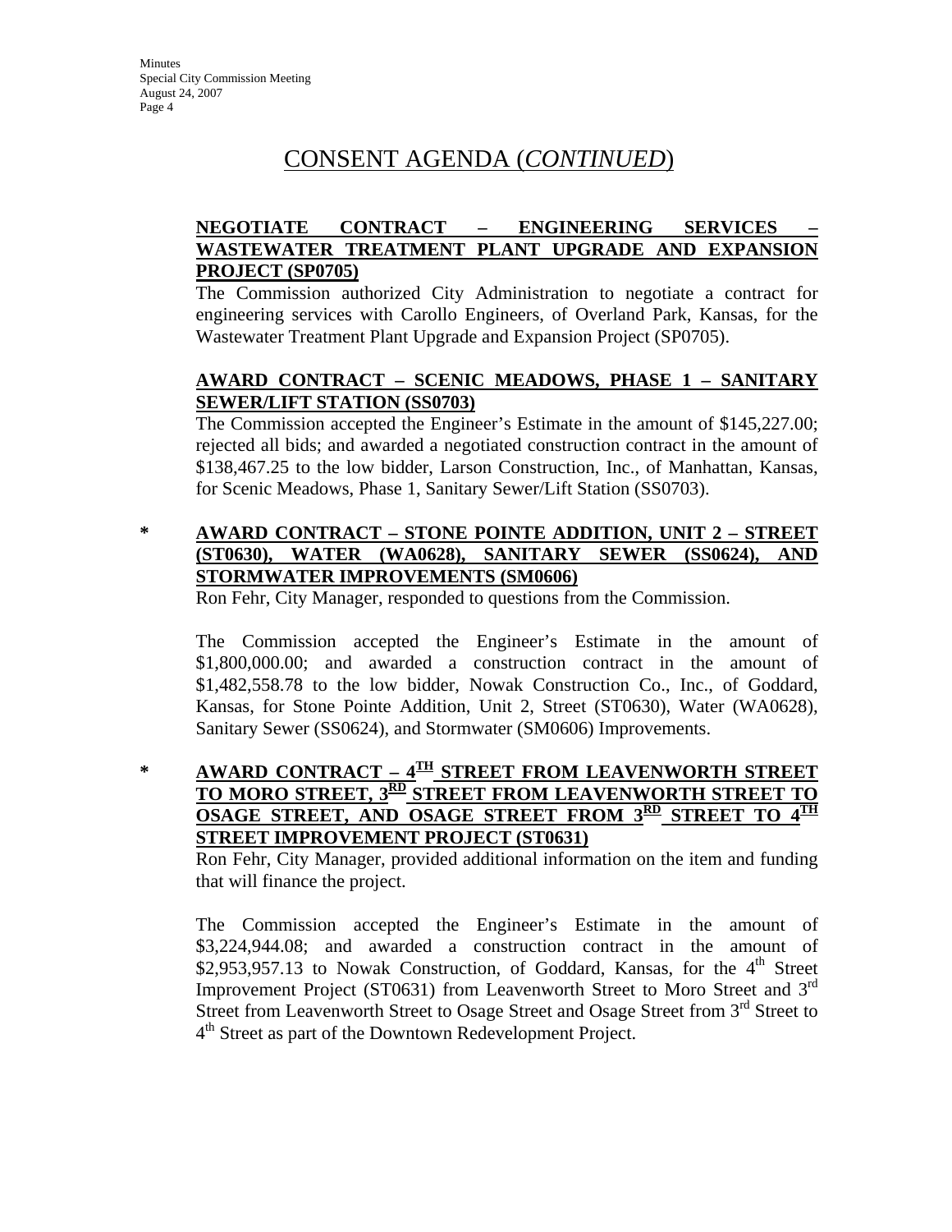# CONSENT AGENDA (*CONTINUED*)

**NEGOTIATE CONTRACT – ENGINEERING SERVICES – WASTEWATER TREATMENT PLANT UPGRADE AND EXPANSION PROJECT (SP0705)**

The Commission authorized City Administration to negotiate a contract for engineering services with Carollo Engineers, of Overland Park, Kansas, for the Wastewater Treatment Plant Upgrade and Expansion Project (SP0705).

**AWARD CONTRACT – SCENIC MEADOWS, PHASE 1 – SANITARY SEWER/LIFT STATION (SS0703)**

The Commission accepted the Engineer's Estimate in the amount of $145,227.00; rejected all bids; and awarded a negotiated construction contract in the amount of $138,467.25 to the low bidder, Larson Construction, Inc., of Manhattan, Kansas, for Scenic Meadows, Phase 1, Sanitary Sewer/Lift Station (SS0703).

\* **AWARD CONTRACT – STONE POINTE ADDITION, UNIT 2 – STREET (ST0630), WATER (WA0628), SANITARY SEWER (SS0624), AND STORMWATER IMPROVEMENTS (SM0606)**

Ron Fehr, City Manager, responded to questions from the Commission.

The Commission accepted the Engineer's Estimate in the amount of $1,800,000.00; and awarded a construction contract in the amount of $1,482,558.78 to the low bidder, Nowak Construction Co., Inc., of Goddard, Kansas, for Stone Pointe Addition, Unit 2, Street (ST0630), Water (WA0628), Sanitary Sewer (SS0624), and Stormwater (SM0606) Improvements.

\* **AWARD CONTRACT – 4TH STREET FROM LEAVENWORTH STREET TO MORO STREET, 3RD STREET FROM LEAVENWORTH STREET TO OSAGE STREET, AND OSAGE STREET FROM 3RD STREET TO 4TH STREET IMPROVEMENT PROJECT (ST0631)**

Ron Fehr, City Manager, provided additional information on the item and funding that will finance the project.

The Commission accepted the Engineer's Estimate in the amount of $3,224,944.08; and awarded a construction contract in the amount of $2,953,957.13 to Nowak Construction, of Goddard, Kansas, for the 4th Street Improvement Project (ST0631) from Leavenworth Street to Moro Street and 3rd Street from Leavenworth Street to Osage Street and Osage Street from 3rd Street to 4th Street as part of the Downtown Redevelopment Project.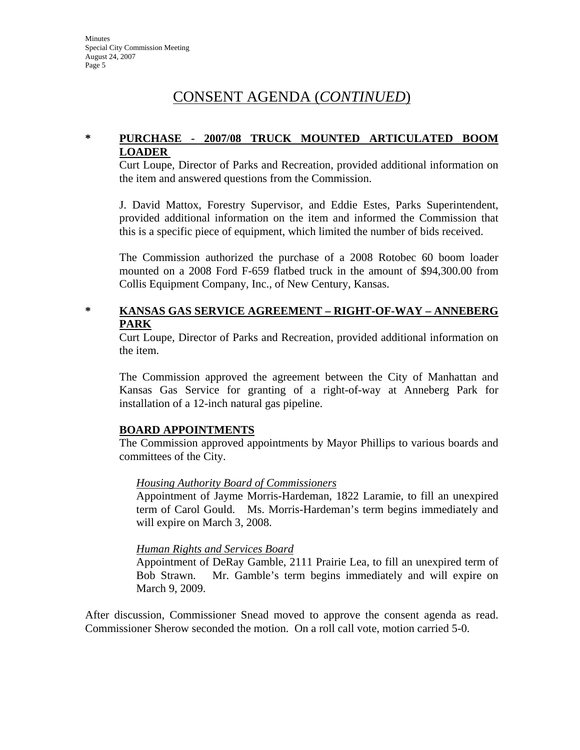# CONSENT AGENDA (*CONTINUED*)

**\* PURCHASE - 2007/08 TRUCK MOUNTED ARTICULATED BOOM LOADER**

Curt Loupe, Director of Parks and Recreation, provided additional information on the item and answered questions from the Commission.

J. David Mattox, Forestry Supervisor, and Eddie Estes, Parks Superintendent, provided additional information on the item and informed the Commission that this is a specific piece of equipment, which limited the number of bids received.

The Commission authorized the purchase of a 2008 Rotobec 60 boom loader mounted on a 2008 Ford F-659 flatbed truck in the amount of $94,300.00 from Collis Equipment Company, Inc., of New Century, Kansas.

**\* KANSAS GAS SERVICE AGREEMENT – RIGHT-OF-WAY – ANNEBERG PARK**

Curt Loupe, Director of Parks and Recreation, provided additional information on the item.

The Commission approved the agreement between the City of Manhattan and Kansas Gas Service for granting of a right-of-way at Anneberg Park for installation of a 12-inch natural gas pipeline.

**BOARD APPOINTMENTS**

The Commission approved appointments by Mayor Phillips to various boards and committees of the City.

*Housing Authority Board of Commissioners*

Appointment of Jayme Morris-Hardeman, 1822 Laramie, to fill an unexpired term of Carol Gould. Ms. Morris-Hardeman's term begins immediately and will expire on March 3, 2008.

*Human Rights and Services Board*

Appointment of DeRay Gamble, 2111 Prairie Lea, to fill an unexpired term of Bob Strawn. Mr. Gamble's term begins immediately and will expire on March 9, 2009.

After discussion, Commissioner Snead moved to approve the consent agenda as read. Commissioner Sherow seconded the motion. On a roll call vote, motion carried 5-0.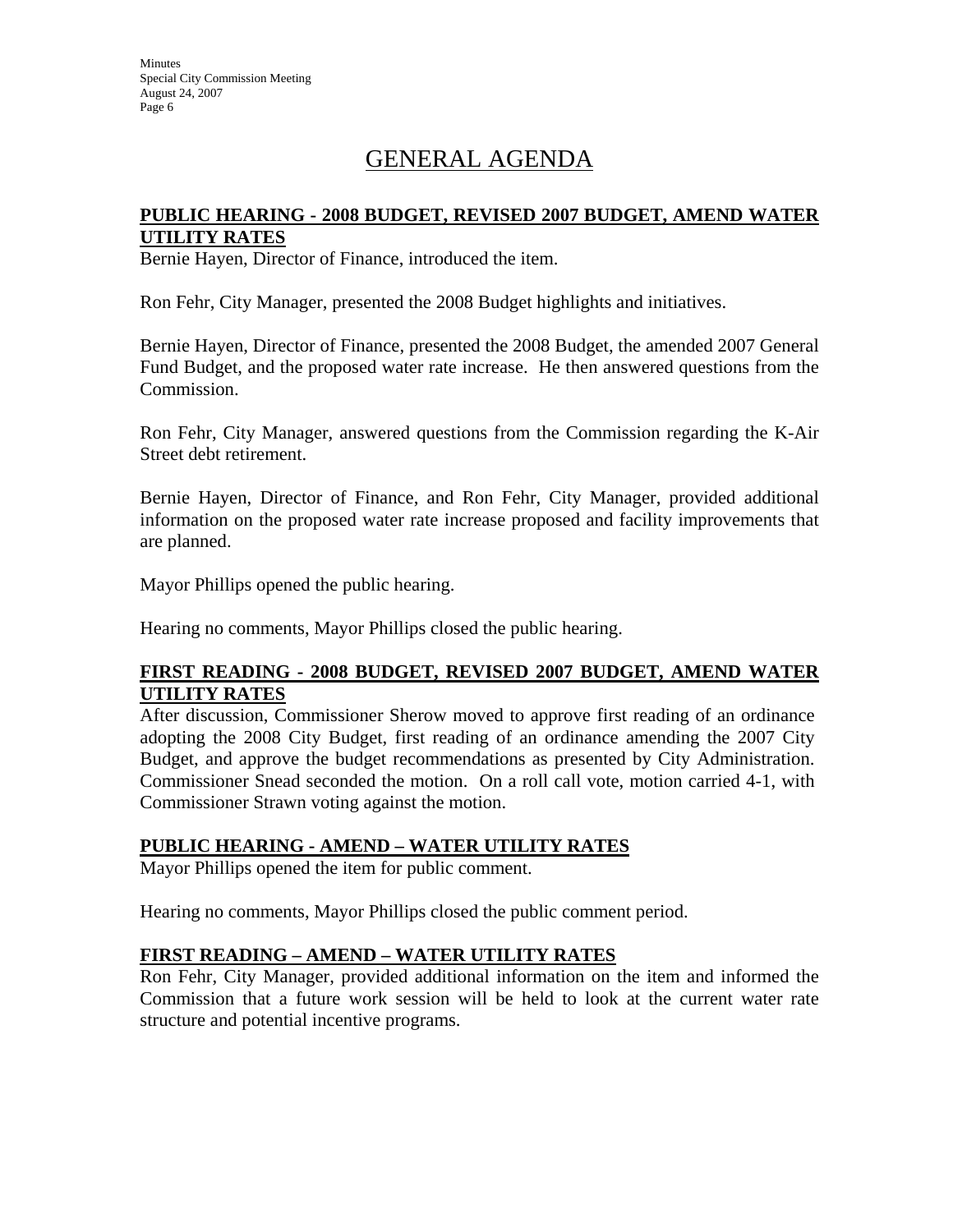# GENERAL AGENDA

**PUBLIC HEARING - 2008 BUDGET, REVISED 2007 BUDGET, AMEND WATER UTILITY RATES**

Bernie Hayen, Director of Finance, introduced the item.

Ron Fehr, City Manager, presented the 2008 Budget highlights and initiatives.

Bernie Hayen, Director of Finance, presented the 2008 Budget, the amended 2007 General Fund Budget, and the proposed water rate increase. He then answered questions from the Commission.

Ron Fehr, City Manager, answered questions from the Commission regarding the K-Air Street debt retirement.

Bernie Hayen, Director of Finance, and Ron Fehr, City Manager, provided additional information on the proposed water rate increase proposed and facility improvements that are planned.

Mayor Phillips opened the public hearing.

Hearing no comments, Mayor Phillips closed the public hearing.

**FIRST READING - 2008 BUDGET, REVISED 2007 BUDGET, AMEND WATER UTILITY RATES**

After discussion, Commissioner Sherow moved to approve first reading of an ordinance adopting the 2008 City Budget, first reading of an ordinance amending the 2007 City Budget, and approve the budget recommendations as presented by City Administration. Commissioner Snead seconded the motion. On a roll call vote, motion carried 4-1, with Commissioner Strawn voting against the motion.

**PUBLIC HEARING - AMEND – WATER UTILITY RATES**

Mayor Phillips opened the item for public comment.

Hearing no comments, Mayor Phillips closed the public comment period.

**FIRST READING – AMEND – WATER UTILITY RATES**

Ron Fehr, City Manager, provided additional information on the item and informed the Commission that a future work session will be held to look at the current water rate structure and potential incentive programs.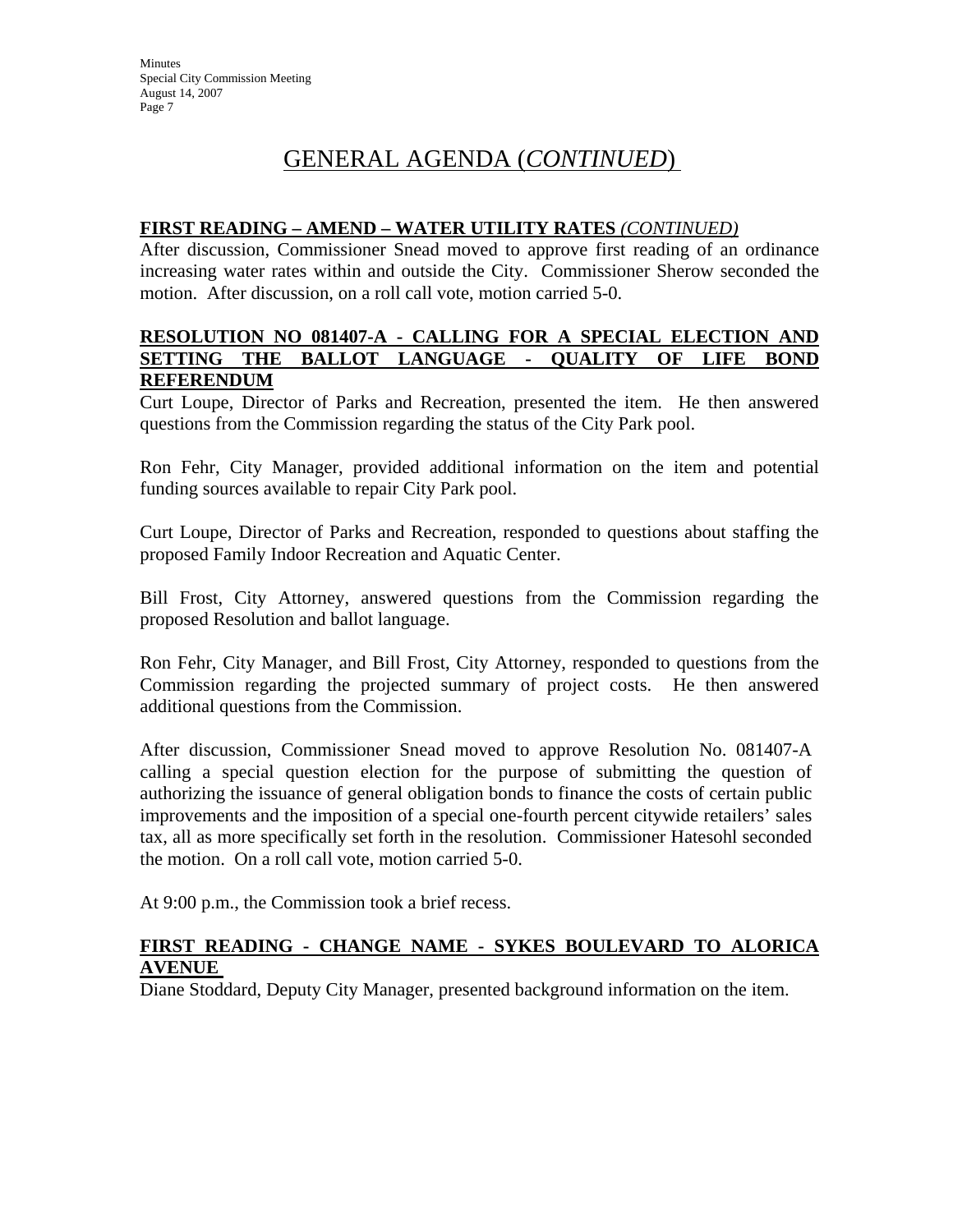# GENERAL AGENDA (*CONTINUED*)

**FIRST READING – AMEND – WATER UTILITY RATES** ***(CONTINUED)***

After discussion, Commissioner Snead moved to approve first reading of an ordinance increasing water rates within and outside the City. Commissioner Sherow seconded the motion. After discussion, on a roll call vote, motion carried 5-0.

**RESOLUTION NO 081407-A - CALLING FOR A SPECIAL ELECTION AND SETTING THE BALLOT LANGUAGE - QUALITY OF LIFE BOND REFERENDUM**

Curt Loupe, Director of Parks and Recreation, presented the item. He then answered questions from the Commission regarding the status of the City Park pool.

Ron Fehr, City Manager, provided additional information on the item and potential funding sources available to repair City Park pool.

Curt Loupe, Director of Parks and Recreation, responded to questions about staffing the proposed Family Indoor Recreation and Aquatic Center.

Bill Frost, City Attorney, answered questions from the Commission regarding the proposed Resolution and ballot language.

Ron Fehr, City Manager, and Bill Frost, City Attorney, responded to questions from the Commission regarding the projected summary of project costs. He then answered additional questions from the Commission.

After discussion, Commissioner Snead moved to approve Resolution No. 081407-A calling a special question election for the purpose of submitting the question of authorizing the issuance of general obligation bonds to finance the costs of certain public improvements and the imposition of a special one-fourth percent citywide retailers' sales tax, all as more specifically set forth in the resolution. Commissioner Hatesohl seconded the motion. On a roll call vote, motion carried 5-0.

At 9:00 p.m., the Commission took a brief recess.

**FIRST READING - CHANGE NAME - SYKES BOULEVARD TO ALORICA AVENUE**

Diane Stoddard, Deputy City Manager, presented background information on the item.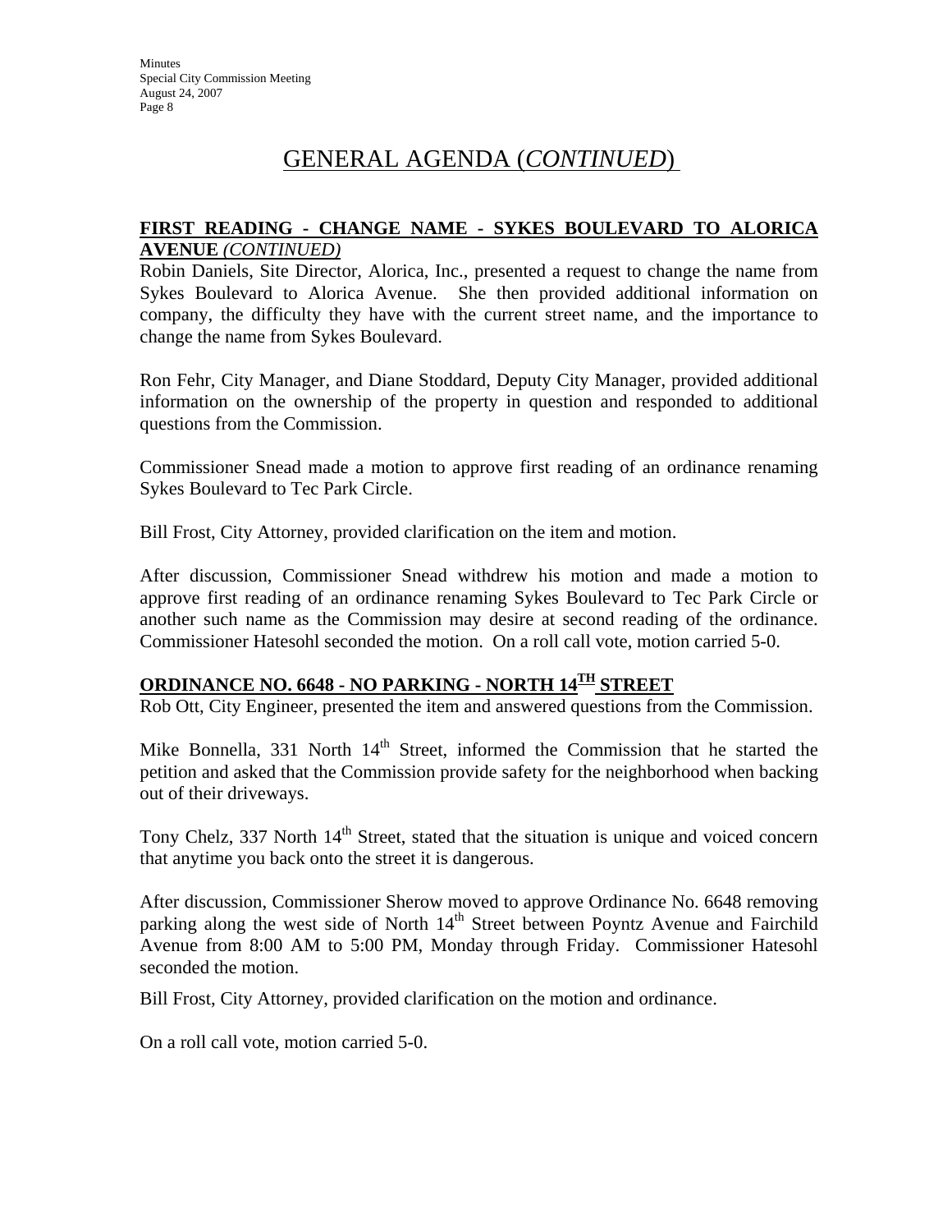# GENERAL AGENDA (*CONTINUED*)

**FIRST READING - CHANGE NAME - SYKES BOULEVARD TO ALORICA AVENUE** *(CONTINUED)*

Robin Daniels, Site Director, Alorica, Inc., presented a request to change the name from Sykes Boulevard to Alorica Avenue. She then provided additional information on company, the difficulty they have with the current street name, and the importance to change the name from Sykes Boulevard.

Ron Fehr, City Manager, and Diane Stoddard, Deputy City Manager, provided additional information on the ownership of the property in question and responded to additional questions from the Commission.

Commissioner Snead made a motion to approve first reading of an ordinance renaming Sykes Boulevard to Tec Park Circle.

Bill Frost, City Attorney, provided clarification on the item and motion.

After discussion, Commissioner Snead withdrew his motion and made a motion to approve first reading of an ordinance renaming Sykes Boulevard to Tec Park Circle or another such name as the Commission may desire at second reading of the ordinance. Commissioner Hatesohl seconded the motion. On a roll call vote, motion carried 5-0.

**ORDINANCE NO. 6648 - NO PARKING - NORTH 14TH STREET**

Rob Ott, City Engineer, presented the item and answered questions from the Commission.

Mike Bonnella, 331 North 14th Street, informed the Commission that he started the petition and asked that the Commission provide safety for the neighborhood when backing out of their driveways.

Tony Chelz, 337 North 14th Street, stated that the situation is unique and voiced concern that anytime you back onto the street it is dangerous.

After discussion, Commissioner Sherow moved to approve Ordinance No. 6648 removing parking along the west side of North 14th Street between Poyntz Avenue and Fairchild Avenue from 8:00 AM to 5:00 PM, Monday through Friday. Commissioner Hatesohl seconded the motion.

Bill Frost, City Attorney, provided clarification on the motion and ordinance.

On a roll call vote, motion carried 5-0.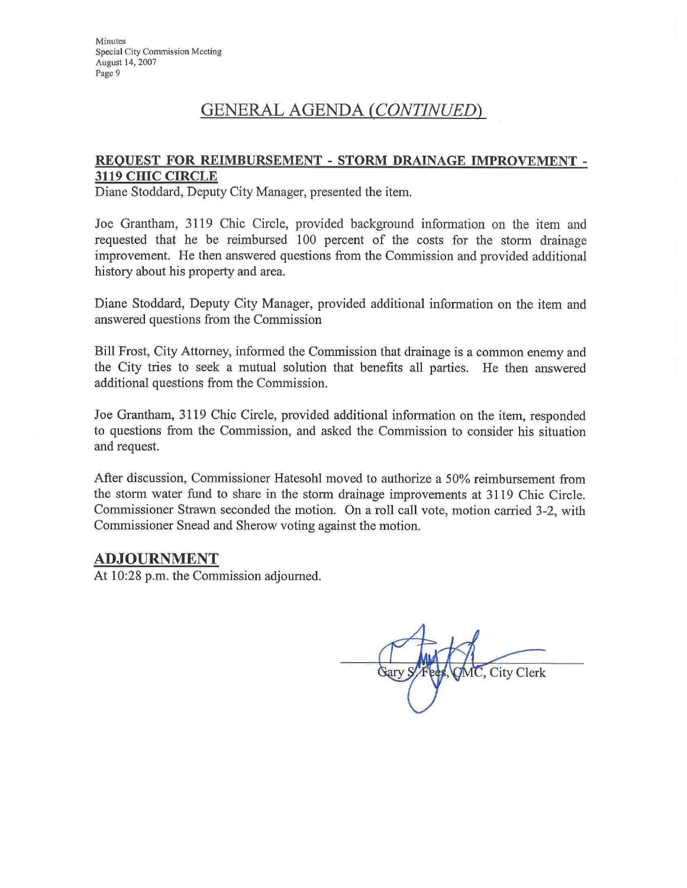## GENERAL AGENDA *(CONTINUED)*

**REQUEST FOR REIMBURSEMENT - STORM DRAINAGE IMPROVEMENT - 3119 CHIC CIRCLE**

Diane Stoddard, Deputy City Manager, presented the item.

Joe Grantham, 3119 Chic Circle, provided background information on the item and requested that he be reimbursed 100 percent of the costs for the storm drainage improvement. He then answered questions from the Commission and provided additional history about his property and area.

Diane Stoddard, Deputy City Manager, provided additional information on the item and answered questions from the Commission

Bill Frost, City Attorney, informed the Commission that drainage is a common enemy and the City tries to seek a mutual solution that benefits all parties. He then answered additional questions from the Commission.

Joe Grantham, 3119 Chic Circle, provided additional information on the item, responded to questions from the Commission, and asked the Commission to consider his situation and request.

After discussion, Commissioner Hatesohl moved to authorize a 50% reimbursement from the storm water fund to share in the storm drainage improvements at 3119 Chic Circle. Commissioner Strawn seconded the motion. On a roll call vote, motion carried 3-2, with Commissioner Snead and Sherow voting against the motion.

## ADJOURNMENT

At 10:28 p.m. the Commission adjourned.

Gary S. Fees, CMC, City Clerk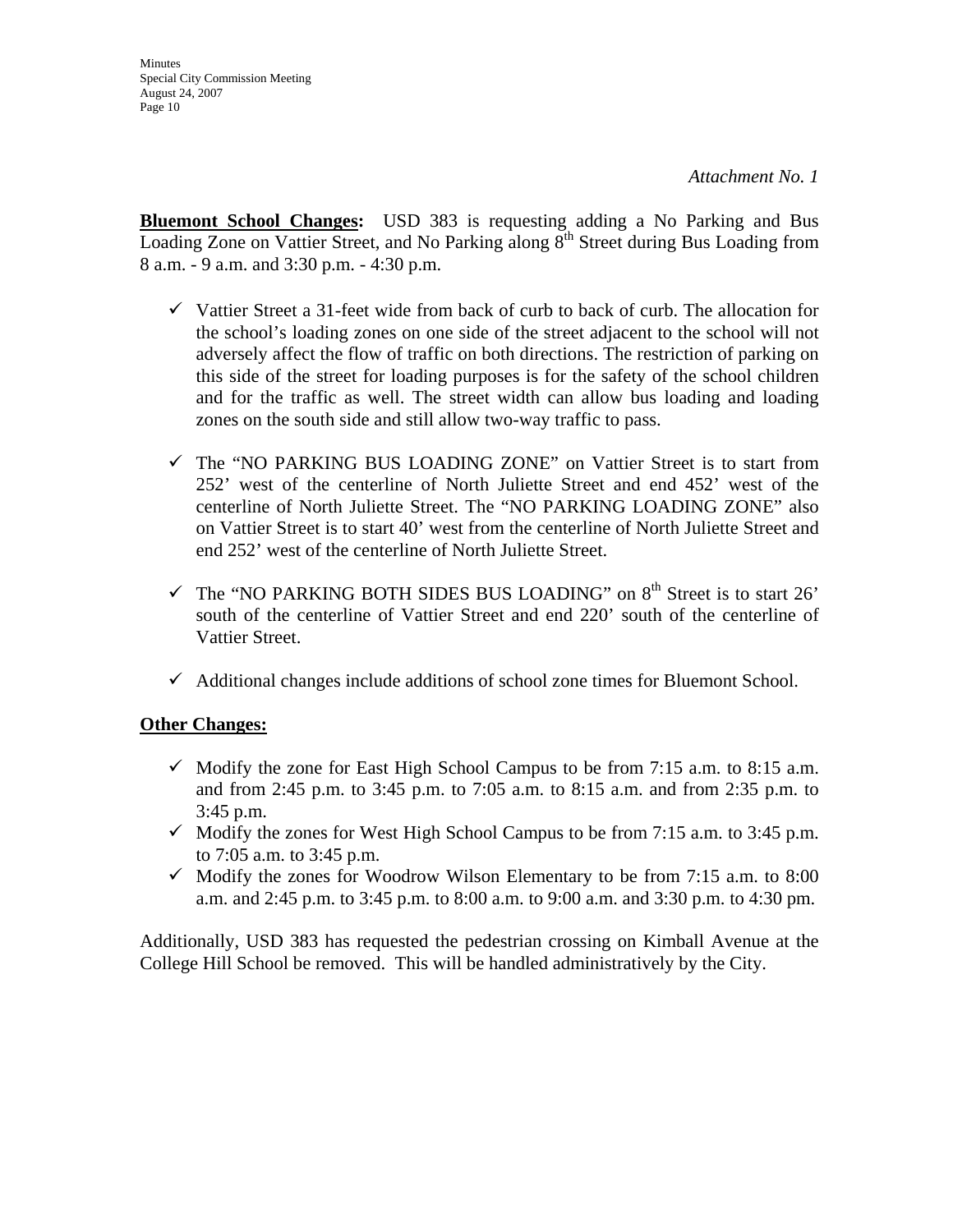*Attachment No. 1*

**Bluemont School Changes:** USD 383 is requesting adding a No Parking and Bus Loading Zone on Vattier Street, and No Parking along 8th Street during Bus Loading from 8 a.m. - 9 a.m. and 3:30 p.m. - 4:30 p.m.

- ✓ Vattier Street a 31-feet wide from back of curb to back of curb. The allocation for the school's loading zones on one side of the street adjacent to the school will not adversely affect the flow of traffic on both directions. The restriction of parking on this side of the street for loading purposes is for the safety of the school children and for the traffic as well. The street width can allow bus loading and loading zones on the south side and still allow two-way traffic to pass.

- ✓ The "NO PARKING BUS LOADING ZONE" on Vattier Street is to start from 252' west of the centerline of North Juliette Street and end 452' west of the centerline of North Juliette Street. The "NO PARKING LOADING ZONE" also on Vattier Street is to start 40' west from the centerline of North Juliette Street and end 252' west of the centerline of North Juliette Street.

- ✓ The "NO PARKING BOTH SIDES BUS LOADING" on 8th Street is to start 26' south of the centerline of Vattier Street and end 220' south of the centerline of Vattier Street.

- ✓ Additional changes include additions of school zone times for Bluemont School.

**Other Changes:**

- ✓ Modify the zone for East High School Campus to be from 7:15 a.m. to 8:15 a.m. and from 2:45 p.m. to 3:45 p.m. to 7:05 a.m. to 8:15 a.m. and from 2:35 p.m. to 3:45 p.m.
- ✓ Modify the zones for West High School Campus to be from 7:15 a.m. to 3:45 p.m. to 7:05 a.m. to 3:45 p.m.
- ✓ Modify the zones for Woodrow Wilson Elementary to be from 7:15 a.m. to 8:00 a.m. and 2:45 p.m. to 3:45 p.m. to 8:00 a.m. to 9:00 a.m. and 3:30 p.m. to 4:30 pm.

Additionally, USD 383 has requested the pedestrian crossing on Kimball Avenue at the College Hill School be removed. This will be handled administratively by the City.